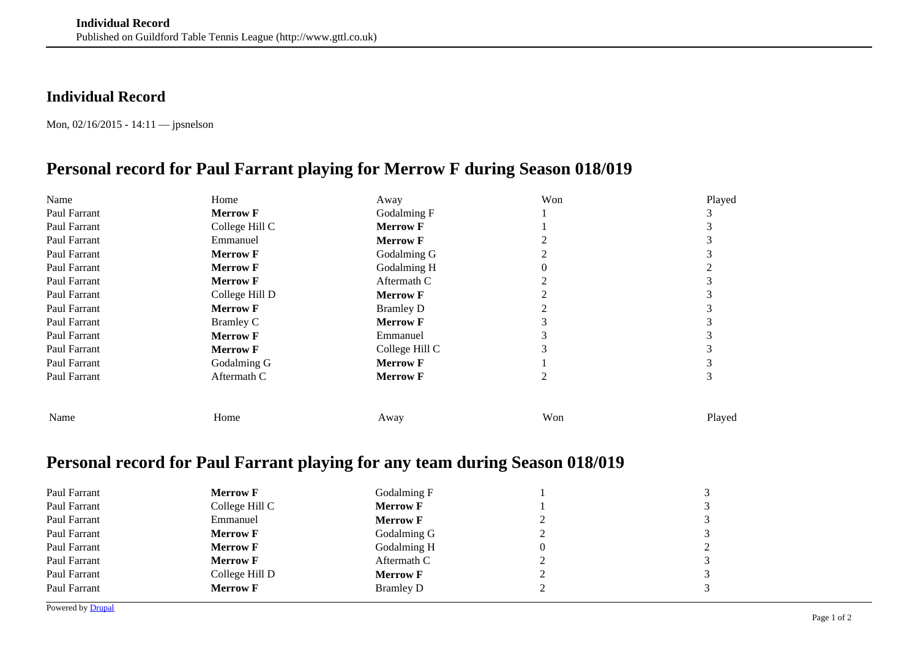## Individual Record

Mon, 02/16/2015 - 14:11 — jpsnelson

# Personal record for Paul Farrant playing for Merrow F during Season 018/019

| Name | Home | Away | Won | Played |
|---|---|---|---|---|
| Paul Farrant | **Merrow F** | Godalming F | 1 | 3 |
| Paul Farrant | College Hill C | **Merrow F** | 1 | 3 |
| Paul Farrant | Emmanuel | **Merrow F** | 2 | 3 |
| Paul Farrant | **Merrow F** | Godalming G | 2 | 3 |
| Paul Farrant | **Merrow F** | Godalming H | 0 | 2 |
| Paul Farrant | **Merrow F** | Aftermath C | 2 | 3 |
| Paul Farrant | College Hill D | **Merrow F** | 2 | 3 |
| Paul Farrant | **Merrow F** | Bramley D | 2 | 3 |
| Paul Farrant | Bramley C | **Merrow F** | 3 | 3 |
| Paul Farrant | **Merrow F** | Emmanuel | 3 | 3 |
| Paul Farrant | **Merrow F** | College Hill C | 3 | 3 |
| Paul Farrant | Godalming G | **Merrow F** | 1 | 3 |
| Paul Farrant | Aftermath C | **Merrow F** | 2 | 3 |
| Name | Home | Away | Won | Played |

# Personal record for Paul Farrant playing for any team during Season 018/019

| | | | | |
|---|---|---|---|---|
| Paul Farrant | **Merrow F** | Godalming F | 1 | 3 |
| Paul Farrant | College Hill C | **Merrow F** | 1 | 3 |
| Paul Farrant | Emmanuel | **Merrow F** | 2 | 3 |
| Paul Farrant | **Merrow F** | Godalming G | 2 | 3 |
| Paul Farrant | **Merrow F** | Godalming H | 0 | 2 |
| Paul Farrant | **Merrow F** | Aftermath C | 2 | 3 |
| Paul Farrant | College Hill D | **Merrow F** | 2 | 3 |
| Paul Farrant | **Merrow F** | Bramley D | 2 | 3 |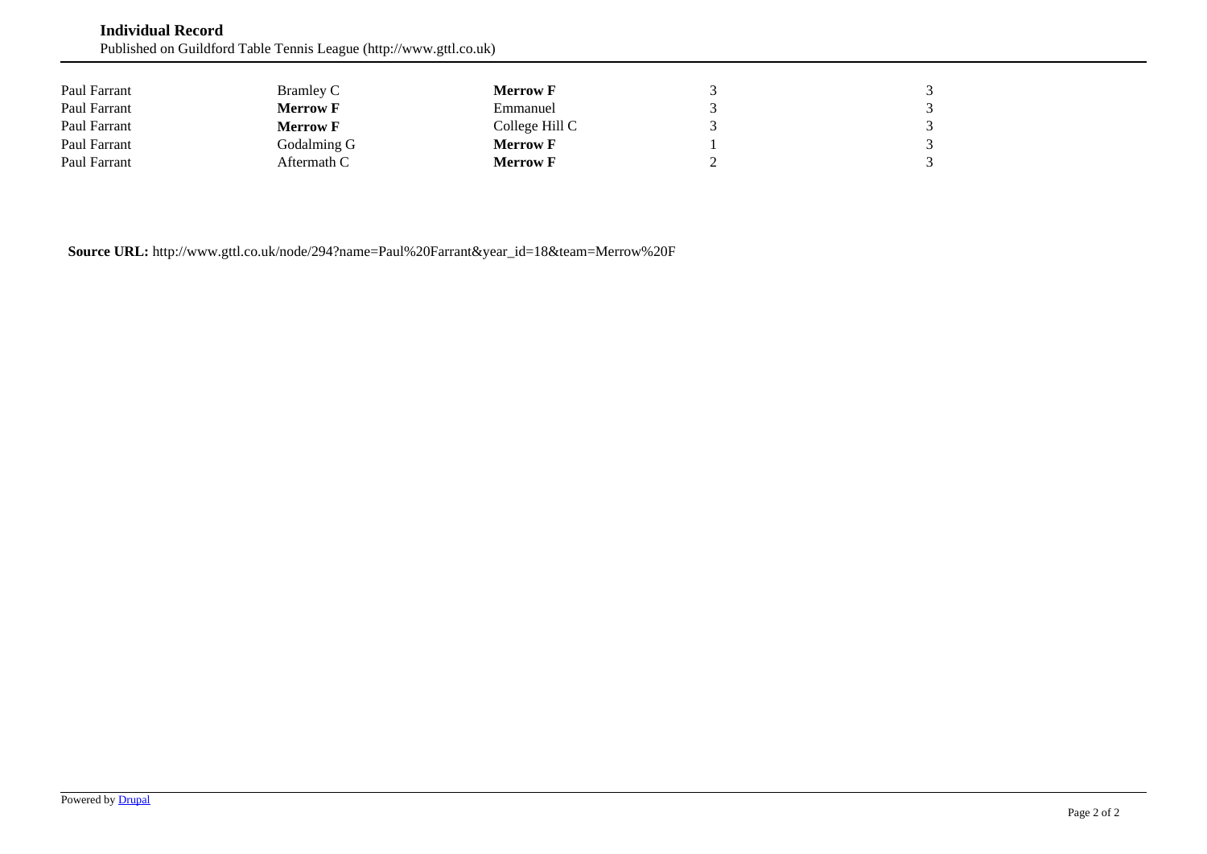**Individual Record**

Published on Guildford Table Tennis League (http://www.gttl.co.uk)

| | | | | |
|---|---|---|---|---|
| Paul Farrant | Bramley C | **Merrow F** | 3 | 3 |
| Paul Farrant | **Merrow F** | Emmanuel | 3 | 3 |
| Paul Farrant | **Merrow F** | College Hill C | 3 | 3 |
| Paul Farrant | Godalming G | **Merrow F** | 1 | 3 |
| Paul Farrant | Aftermath C | **Merrow F** | 2 | 3 |

**Source URL:** http://www.gttl.co.uk/node/294?name=Paul%20Farrant&year_id=18&team=Merrow%20F

Powered by Drupal